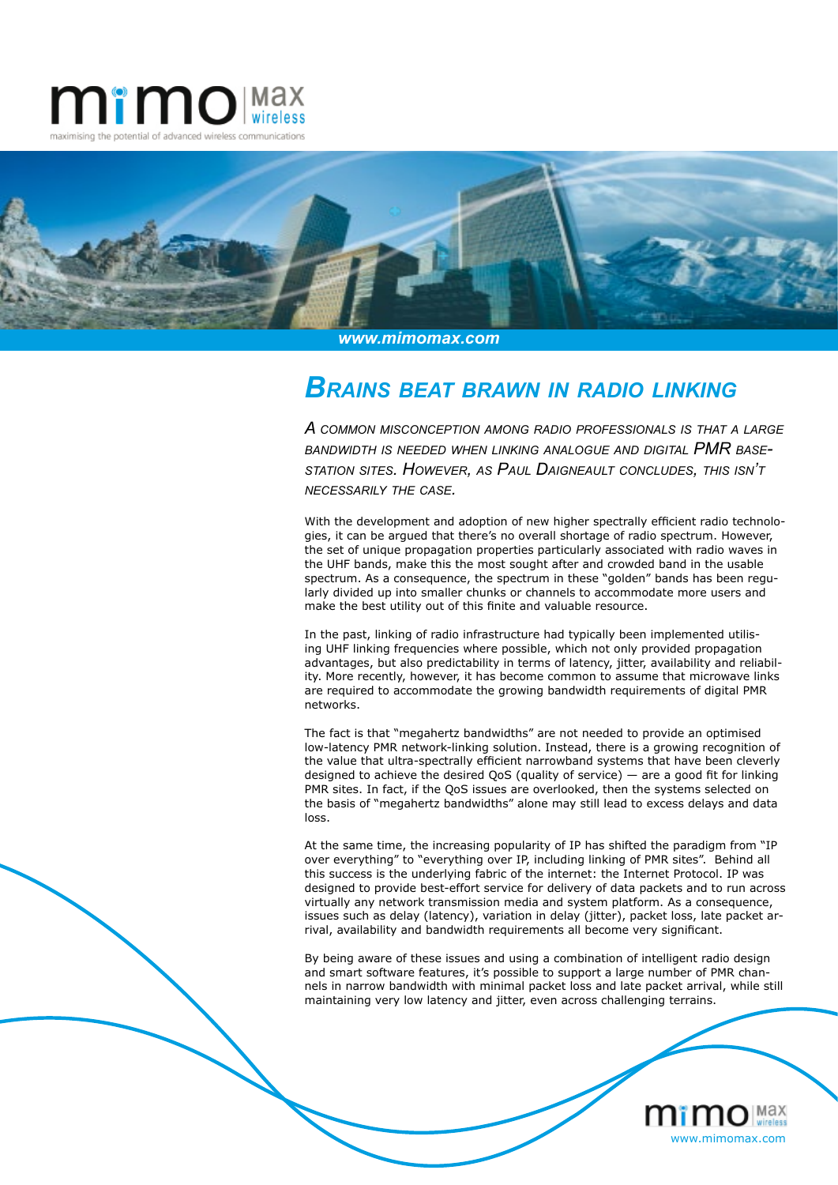# Brains beat brawn in radio linking

*A common misconception among radio professionals is that a large bandwidth is needed when linking analogue and digital PMR base-station sites. However, as Paul Daigneault concludes, this isn't necessarily the case.*

With the development and adoption of new higher spectrally efficient radio technologies, it can be argued that there's no overall shortage of radio spectrum. However, the set of unique propagation properties particularly associated with radio waves in the UHF bands, make this the most sought after and crowded band in the usable spectrum. As a consequence, the spectrum in these "golden" bands has been regularly divided up into smaller chunks or channels to accommodate more users and make the best utility out of this finite and valuable resource.

In the past, linking of radio infrastructure had typically been implemented utilising UHF linking frequencies where possible, which not only provided propagation advantages, but also predictability in terms of latency, jitter, availability and reliability. More recently, however, it has become common to assume that microwave links are required to accommodate the growing bandwidth requirements of digital PMR networks.

The fact is that "megahertz bandwidths" are not needed to provide an optimised low-latency PMR network-linking solution. Instead, there is a growing recognition of the value that ultra-spectrally efficient narrowband systems that have been cleverly designed to achieve the desired QoS (quality of service) — are a good fit for linking PMR sites. In fact, if the QoS issues are overlooked, then the systems selected on the basis of "megahertz bandwidths" alone may still lead to excess delays and data loss.

At the same time, the increasing popularity of IP has shifted the paradigm from "IP over everything" to "everything over IP, including linking of PMR sites". Behind all this success is the underlying fabric of the internet: the Internet Protocol. IP was designed to provide best-effort service for delivery of data packets and to run across virtually any network transmission media and system platform. As a consequence, issues such as delay (latency), variation in delay (jitter), packet loss, late packet arrival, availability and bandwidth requirements all become very significant.

By being aware of these issues and using a combination of intelligent radio design and smart software features, it's possible to support a large number of PMR channels in narrow bandwidth with minimal packet loss and late packet arrival, while still maintaining very low latency and jitter, even across challenging terrains.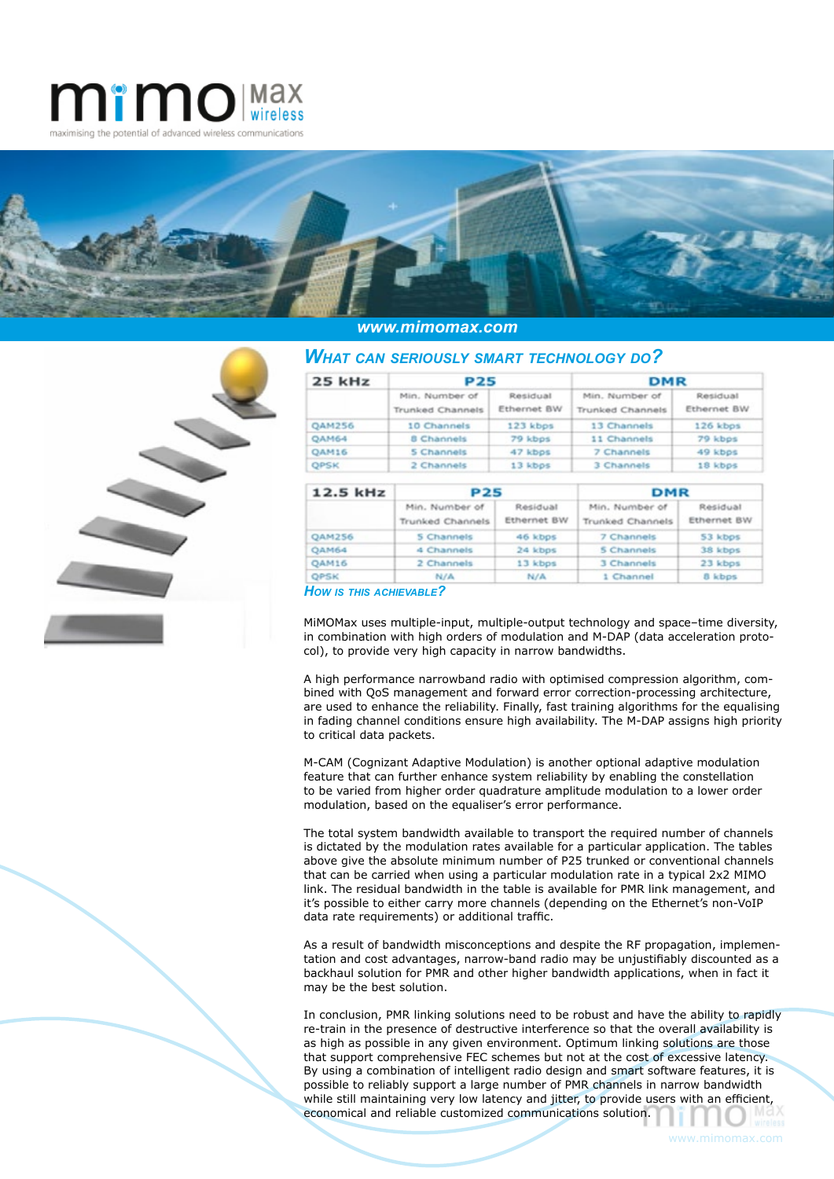# mimo Max wireless

maximising the potential of advanced wireless communications

www.mimomax.com

## What can seriously smart technology do?

| 25 kHz | P25 | | DMR | |
|---|---|---|---|---|
| | Min. Number of Trunked Channels | Residual Ethernet BW | Min. Number of Trunked Channels | Residual Ethernet BW |
| QAM256 | 10 Channels | 123 kbps | 13 Channels | 126 kbps |
| QAM64 | 8 Channels | 79 kbps | 11 Channels | 79 kbps |
| QAM16 | 5 Channels | 47 kbps | 7 Channels | 49 kbps |
| QPSK | 2 Channels | 13 kbps | 3 Channels | 18 kbps |

| 12.5 kHz | P25 | | DMR | |
|---|---|---|---|---|
| | Min. Number of Trunked Channels | Residual Ethernet BW | Min. Number of Trunked Channels | Residual Ethernet BW |
| QAM256 | 5 Channels | 46 kbps | 7 Channels | 53 kbps |
| QAM64 | 4 Channels | 24 kbps | 5 Channels | 38 kbps |
| QAM16 | 2 Channels | 13 kbps | 3 Channels | 23 kbps |
| QPSK | N/A | N/A | 1 Channel | 8 kbps |

## How is this achievable?

MiMOMax uses multiple-input, multiple-output technology and space–time diversity, in combination with high orders of modulation and M-DAP (data acceleration protocol), to provide very high capacity in narrow bandwidths.

A high performance narrowband radio with optimised compression algorithm, combined with QoS management and forward error correction-processing architecture, are used to enhance the reliability. Finally, fast training algorithms for the equalising in fading channel conditions ensure high availability. The M-DAP assigns high priority to critical data packets.

M-CAM (Cognizant Adaptive Modulation) is another optional adaptive modulation feature that can further enhance system reliability by enabling the constellation to be varied from higher order quadrature amplitude modulation to a lower order modulation, based on the equaliser's error performance.

The total system bandwidth available to transport the required number of channels is dictated by the modulation rates available for a particular application. The tables above give the absolute minimum number of P25 trunked or conventional channels that can be carried when using a particular modulation rate in a typical 2x2 MIMO link. The residual bandwidth in the table is available for PMR link management, and it's possible to either carry more channels (depending on the Ethernet's non-VoIP data rate requirements) or additional traffic.

As a result of bandwidth misconceptions and despite the RF propagation, implementation and cost advantages, narrow-band radio may be unjustifiably discounted as a backhaul solution for PMR and other higher bandwidth applications, when in fact it may be the best solution.

In conclusion, PMR linking solutions need to be robust and have the ability to rapidly re-train in the presence of destructive interference so that the overall availability is as high as possible in any given environment. Optimum linking solutions are those that support comprehensive FEC schemes but not at the cost of excessive latency. By using a combination of intelligent radio design and smart software features, it is possible to reliably support a large number of PMR channels in narrow bandwidth while still maintaining very low latency and jitter, to provide users with an efficient, economical and reliable customized communications solution.

www.mimomax.com